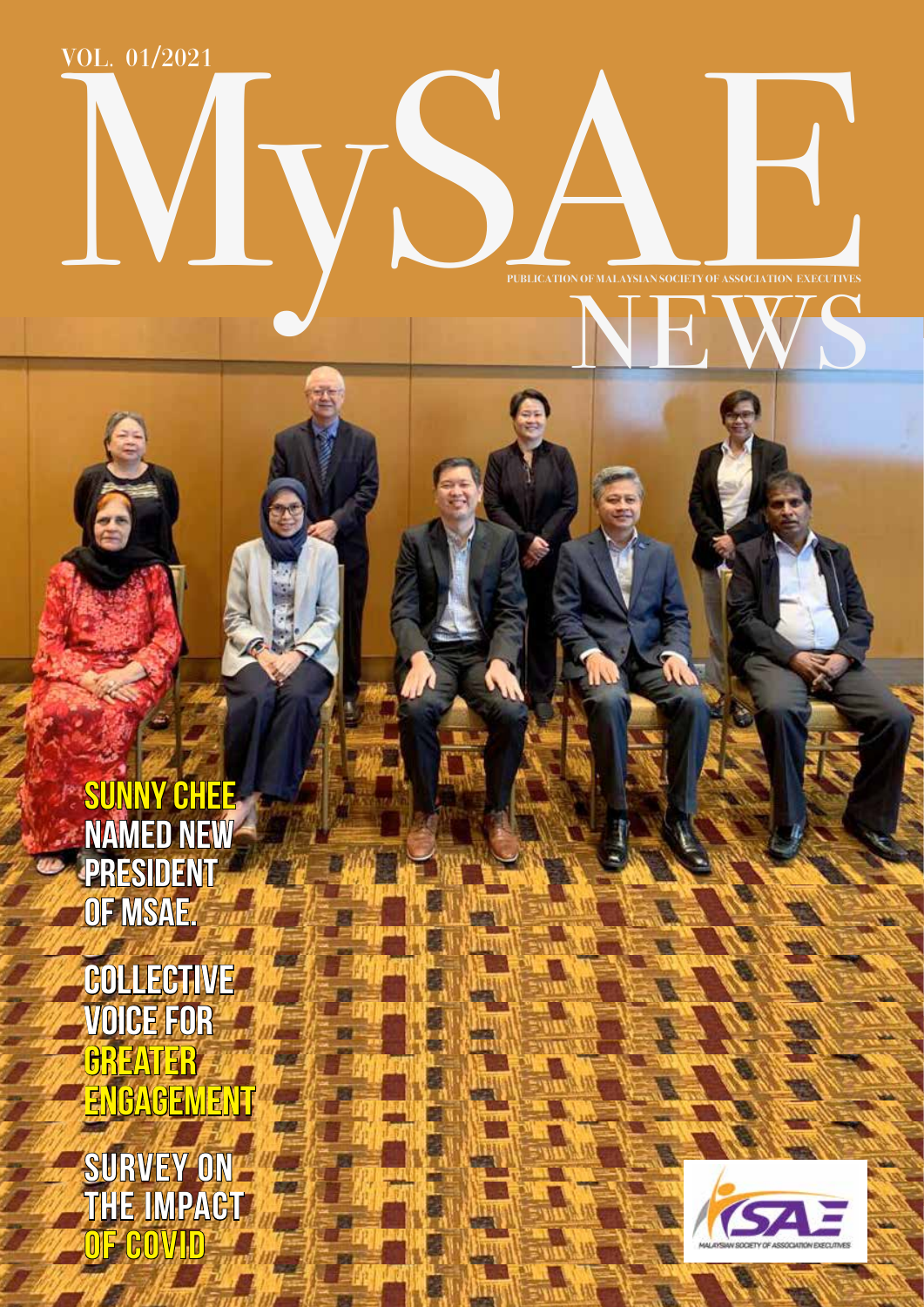VOL. 01/2021

# MySAE NEWS

PUBLICATION OF MALAYSIAN SOCIETY OF ASSOCIATION EXECUTIVES

## SUNNY CHEE NAMED NEW PRESIDENT OF MSAE.

## COLLECTIVE VOICE FOR GREATER ENGAGEMENT

## SURVEY ON THE IMPACT OF COVID

MALAYSIAN SOCIETY OF ASSOCIATION EXECUTIVES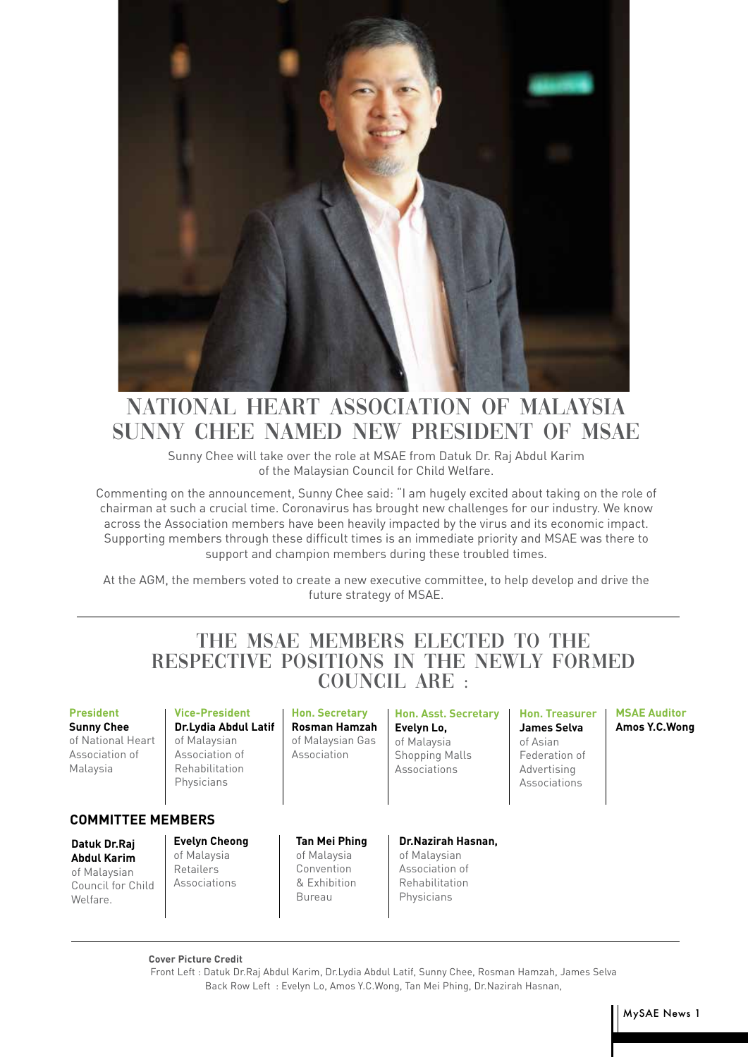# NATIONAL HEART ASSOCIATION OF MALAYSIA SUNNY CHEE NAMED NEW PRESIDENT OF MSAE

Sunny Chee will take over the role at MSAE from Datuk Dr. Raj Abdul Karim of the Malaysian Council for Child Welfare.

Commenting on the announcement, Sunny Chee said: "I am hugely excited about taking on the role of chairman at such a crucial time. Coronavirus has brought new challenges for our industry. We know across the Association members have been heavily impacted by the virus and its economic impact. Supporting members through these difficult times is an immediate priority and MSAE was there to support and champion members during these troubled times.

At the AGM, the members voted to create a new executive committee, to help develop and drive the future strategy of MSAE.

## THE MSAE MEMBERS ELECTED TO THE RESPECTIVE POSITIONS IN THE NEWLY FORMED COUNCIL ARE :

**President**
**Sunny Chee**
of National Heart Association of Malaysia

**Vice-President**
**Dr.Lydia Abdul Latif**
of Malaysian Association of Rehabilitation Physicians

**Hon. Secretary**
**Rosman Hamzah**
of Malaysian Gas Association

**Hon. Asst. Secretary**
**Evelyn Lo,**
of Malaysia Shopping Malls Associations

**Hon. Treasurer**
**James Selva**
of Asian Federation of Advertising Associations

**MSAE Auditor**
**Amos Y.C.Wong**

### COMMITTEE MEMBERS

**Datuk Dr.Raj Abdul Karim**
of Malaysian Council for Child Welfare.

**Evelyn Cheong**
of Malaysia Retailers Associations

**Tan Mei Phing**
of Malaysia Convention & Exhibition Bureau

**Dr.Nazirah Hasnan,**
of Malaysian Association of Rehabilitation Physicians

**Cover Picture Credit**
Front Left : Datuk Dr.Raj Abdul Karim, Dr.Lydia Abdul Latif, Sunny Chee, Rosman Hamzah, James Selva
Back Row Left : Evelyn Lo, Amos Y.C.Wong, Tan Mei Phing, Dr.Nazirah Hasnan,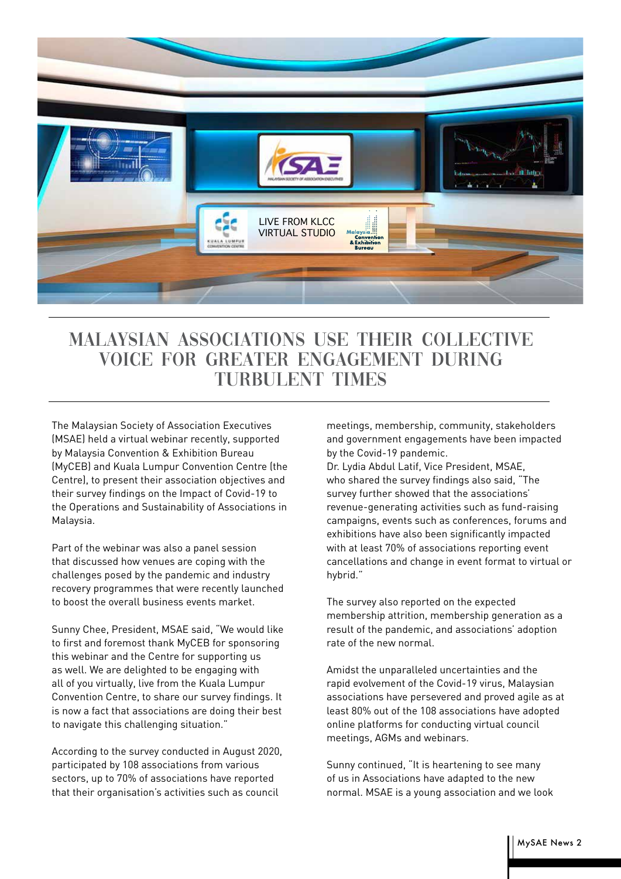# MALAYSIAN ASSOCIATIONS USE THEIR COLLECTIVE VOICE FOR GREATER ENGAGEMENT DURING TURBULENT TIMES

The Malaysian Society of Association Executives (MSAE) held a virtual webinar recently, supported by Malaysia Convention & Exhibition Bureau (MyCEB) and Kuala Lumpur Convention Centre (the Centre), to present their association objectives and their survey findings on the Impact of Covid-19 to the Operations and Sustainability of Associations in Malaysia.

Part of the webinar was also a panel session that discussed how venues are coping with the challenges posed by the pandemic and industry recovery programmes that were recently launched to boost the overall business events market.

Sunny Chee, President, MSAE said, "We would like to first and foremost thank MyCEB for sponsoring this webinar and the Centre for supporting us as well. We are delighted to be engaging with all of you virtually, live from the Kuala Lumpur Convention Centre, to share our survey findings. It is now a fact that associations are doing their best to navigate this challenging situation."

According to the survey conducted in August 2020, participated by 108 associations from various sectors, up to 70% of associations have reported that their organisation's activities such as council meetings, membership, community, stakeholders and government engagements have been impacted by the Covid-19 pandemic.

Dr. Lydia Abdul Latif, Vice President, MSAE, who shared the survey findings also said, "The survey further showed that the associations' revenue-generating activities such as fund-raising campaigns, events such as conferences, forums and exhibitions have also been significantly impacted with at least 70% of associations reporting event cancellations and change in event format to virtual or hybrid."

The survey also reported on the expected membership attrition, membership generation as a result of the pandemic, and associations' adoption rate of the new normal.

Amidst the unparalleled uncertainties and the rapid evolvement of the Covid-19 virus, Malaysian associations have persevered and proved agile as at least 80% out of the 108 associations have adopted online platforms for conducting virtual council meetings, AGMs and webinars.

Sunny continued, "It is heartening to see many of us in Associations have adapted to the new normal. MSAE is a young association and we look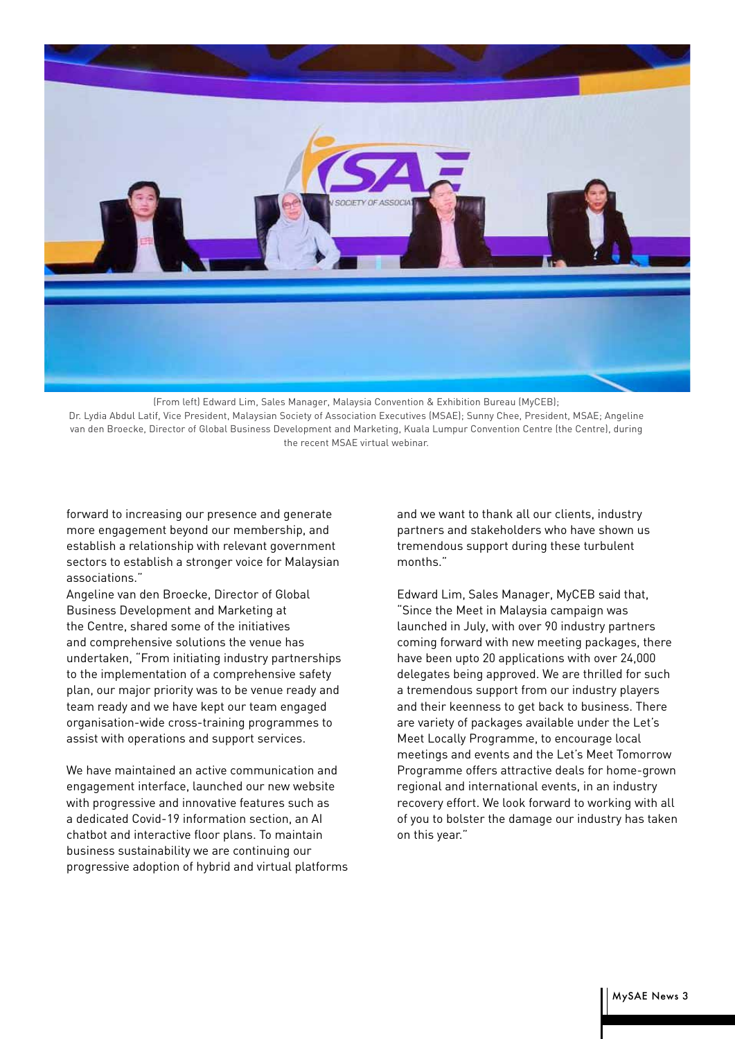(From left) Edward Lim, Sales Manager, Malaysia Convention & Exhibition Bureau (MyCEB); Dr. Lydia Abdul Latif, Vice President, Malaysian Society of Association Executives (MSAE); Sunny Chee, President, MSAE; Angeline van den Broecke, Director of Global Business Development and Marketing, Kuala Lumpur Convention Centre (the Centre), during the recent MSAE virtual webinar.

forward to increasing our presence and generate more engagement beyond our membership, and establish a relationship with relevant government sectors to establish a stronger voice for Malaysian associations."

Angeline van den Broecke, Director of Global Business Development and Marketing at the Centre, shared some of the initiatives and comprehensive solutions the venue has undertaken, "From initiating industry partnerships to the implementation of a comprehensive safety plan, our major priority was to be venue ready and team ready and we have kept our team engaged organisation-wide cross-training programmes to assist with operations and support services.

We have maintained an active communication and engagement interface, launched our new website with progressive and innovative features such as a dedicated Covid-19 information section, an AI chatbot and interactive floor plans. To maintain business sustainability we are continuing our progressive adoption of hybrid and virtual platforms and we want to thank all our clients, industry partners and stakeholders who have shown us tremendous support during these turbulent months."

Edward Lim, Sales Manager, MyCEB said that, "Since the Meet in Malaysia campaign was launched in July, with over 90 industry partners coming forward with new meeting packages, there have been upto 20 applications with over 24,000 delegates being approved. We are thrilled for such a tremendous support from our industry players and their keenness to get back to business. There are variety of packages available under the Let's Meet Locally Programme, to encourage local meetings and events and the Let's Meet Tomorrow Programme offers attractive deals for home-grown regional and international events, in an industry recovery effort. We look forward to working with all of you to bolster the damage our industry has taken on this year."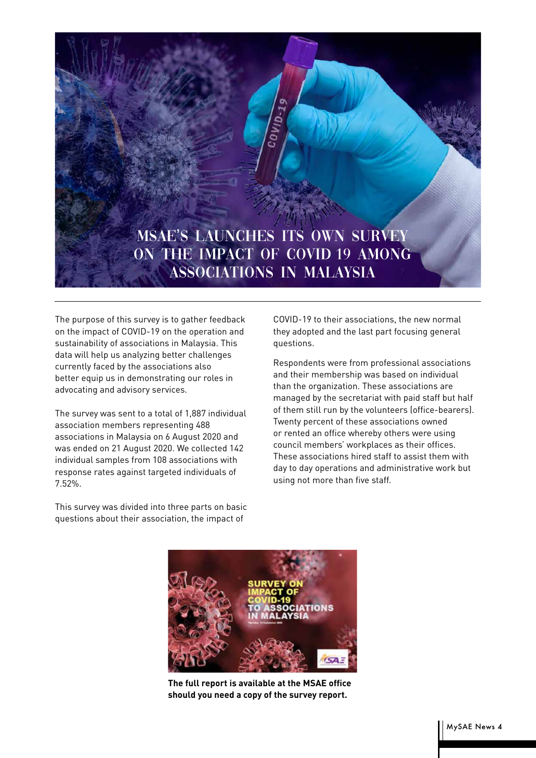# MSAE'S LAUNCHES ITS OWN SURVEY ON THE IMPACT OF COVID 19 AMONG ASSOCIATIONS IN MALAYSIA

The purpose of this survey is to gather feedback on the impact of COVID-19 on the operation and sustainability of associations in Malaysia. This data will help us analyzing better challenges currently faced by the associations also better equip us in demonstrating our roles in advocating and advisory services.

The survey was sent to a total of 1,887 individual association members representing 488 associations in Malaysia on 6 August 2020 and was ended on 21 August 2020. We collected 142 individual samples from 108 associations with response rates against targeted individuals of 7.52%.

This survey was divided into three parts on basic questions about their association, the impact of COVID-19 to their associations, the new normal they adopted and the last part focusing general questions.

Respondents were from professional associations and their membership was based on individual than the organization. These associations are managed by the secretariat with paid staff but half of them still run by the volunteers (office-bearers). Twenty percent of these associations owned or rented an office whereby others were using council members' workplaces as their offices. These associations hired staff to assist them with day to day operations and administrative work but using not more than five staff.

**The full report is available at the MSAE office should you need a copy of the survey report.**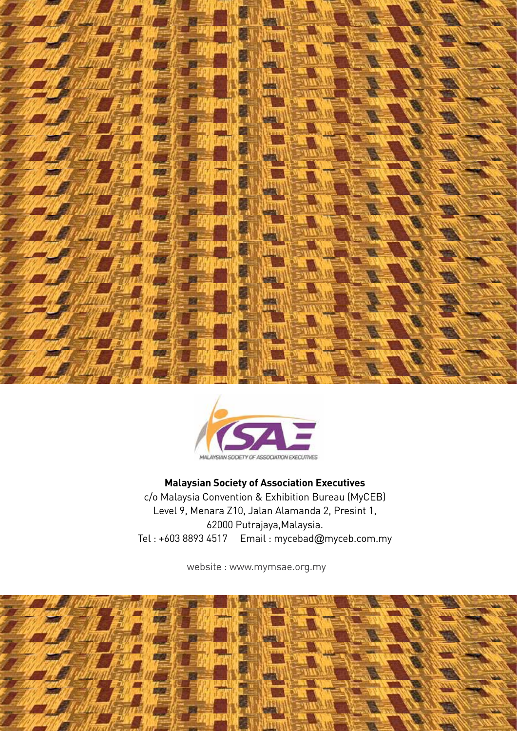MALAYSIAN SOCIETY OF ASSOCIATION EXECUTIVES

**Malaysian Society of Association Executives**
c/o Malaysia Convention & Exhibition Bureau (MyCEB)
Level 9, Menara Z10, Jalan Alamanda 2, Presint 1,
62000 Putrajaya,Malaysia.
Tel : +603 8893 4517 Email : mycebad@myceb.com.my

website : www.mymsae.org.my